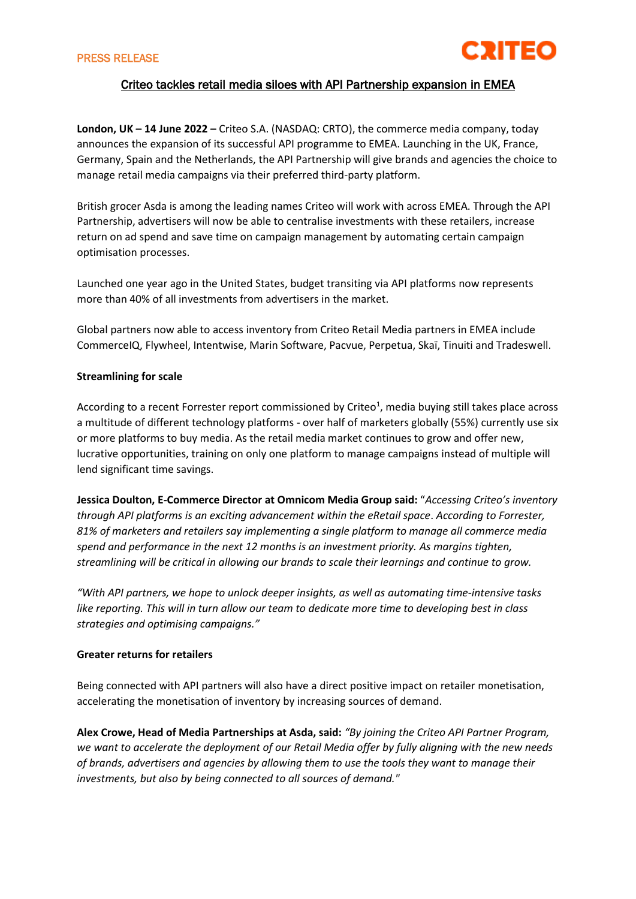PRESS RELEASE

CRITEO

# Criteo tackles retail media siloes with API Partnership expansion in EMEA

**London, UK – 14 June 2022 –** Criteo S.A. (NASDAQ: CRTO), the commerce media company, today announces the expansion of its successful API programme to EMEA. Launching in the UK, France, Germany, Spain and the Netherlands, the API Partnership will give brands and agencies the choice to manage retail media campaigns via their preferred third-party platform.

British grocer Asda is among the leading names Criteo will work with across EMEA. Through the API Partnership, advertisers will now be able to centralise investments with these retailers, increase return on ad spend and save time on campaign management by automating certain campaign optimisation processes.

Launched one year ago in the United States, budget transiting via API platforms now represents more than 40% of all investments from advertisers in the market.

Global partners now able to access inventory from Criteo Retail Media partners in EMEA include CommerceIQ, Flywheel, Intentwise, Marin Software, Pacvue, Perpetua, Skaï, Tinuiti and Tradeswell.

**Streamlining for scale**

According to a recent Forrester report commissioned by Criteo[1], media buying still takes place across a multitude of different technology platforms - over half of marketers globally (55%) currently use six or more platforms to buy media. As the retail media market continues to grow and offer new, lucrative opportunities, training on only one platform to manage campaigns instead of multiple will lend significant time savings.

**Jessica Doulton, E-Commerce Director at Omnicom Media Group said:** "*Accessing Criteo's inventory through API platforms is an exciting advancement within the eRetail space. According to Forrester, 81% of marketers and retailers say implementing a single platform to manage all commerce media spend and performance in the next 12 months is an investment priority. As margins tighten, streamlining will be critical in allowing our brands to scale their learnings and continue to grow.*

*"With API partners, we hope to unlock deeper insights, as well as automating time-intensive tasks like reporting. This will in turn allow our team to dedicate more time to developing best in class strategies and optimising campaigns."*

**Greater returns for retailers**

Being connected with API partners will also have a direct positive impact on retailer monetisation, accelerating the monetisation of inventory by increasing sources of demand.

**Alex Crowe, Head of Media Partnerships at Asda, said:** *"By joining the Criteo API Partner Program, we want to accelerate the deployment of our Retail Media offer by fully aligning with the new needs of brands, advertisers and agencies by allowing them to use the tools they want to manage their investments, but also by being connected to all sources of demand."*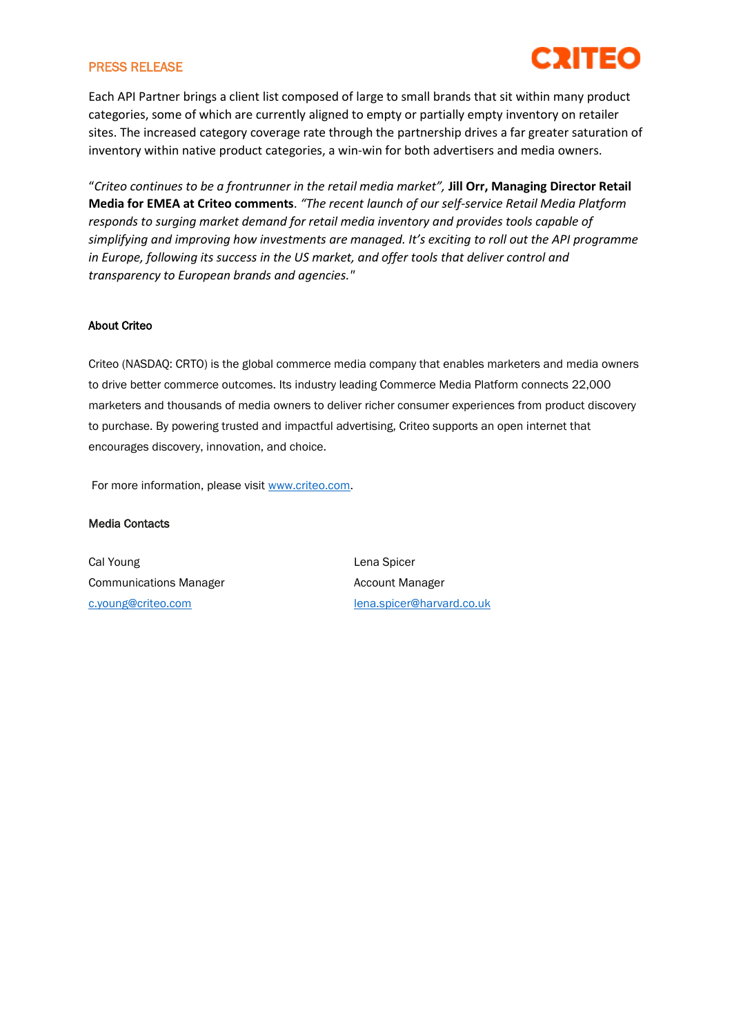Each API Partner brings a client list composed of large to small brands that sit within many product categories, some of which are currently aligned to empty or partially empty inventory on retailer sites. The increased category coverage rate through the partnership drives a far greater saturation of inventory within native product categories, a win-win for both advertisers and media owners.

"*Criteo continues to be a frontrunner in the retail media market"*, **Jill Orr, Managing Director Retail Media for EMEA at Criteo comments**. *"The recent launch of our self-service Retail Media Platform responds to surging market demand for retail media inventory and provides tools capable of simplifying and improving how investments are managed. It's exciting to roll out the API programme in Europe, following its success in the US market, and offer tools that deliver control and transparency to European brands and agencies."*

**About Criteo**

Criteo (NASDAQ: CRTO) is the global commerce media company that enables marketers and media owners to drive better commerce outcomes. Its industry leading Commerce Media Platform connects 22,000 marketers and thousands of media owners to deliver richer consumer experiences from product discovery to purchase. By powering trusted and impactful advertising, Criteo supports an open internet that encourages discovery, innovation, and choice.

For more information, please visit [www.criteo.com](http://www.criteo.com).

**Media Contacts**

Cal Young
Communications Manager
[c.young@criteo.com](mailto:c.young@criteo.com)

Lena Spicer
Account Manager
[lena.spicer@harvard.co.uk](mailto:lena.spicer@harvard.co.uk)